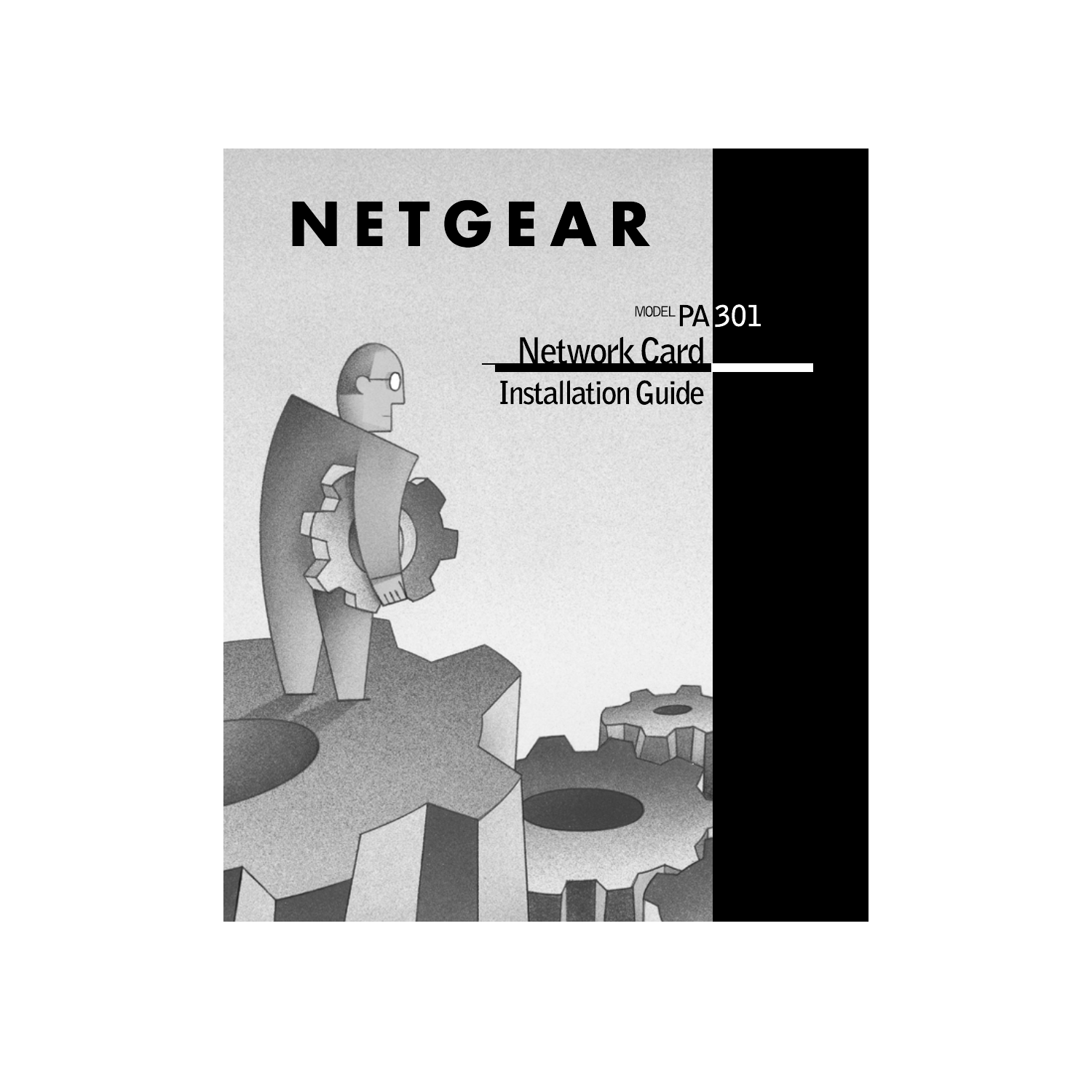# NETGEAR

MODEL PA301

## Network Card

## Installation Guide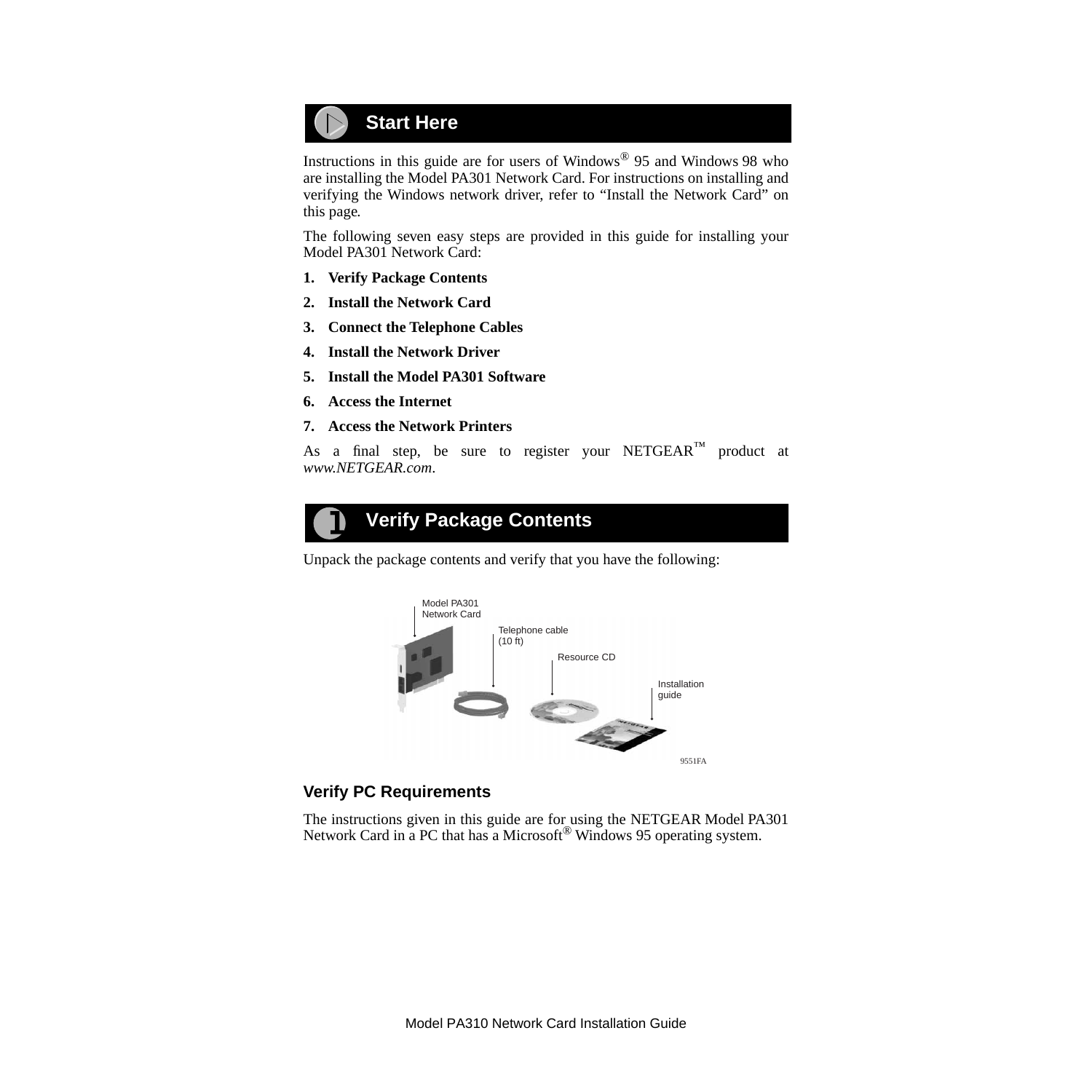## Start Here

Instructions in this guide are for users of Windows® 95 and Windows 98 who are installing the Model PA301 Network Card. For instructions on installing and verifying the Windows network driver, refer to "Install the Network Card" on this page.

The following seven easy steps are provided in this guide for installing your Model PA301 Network Card:

1. **Verify Package Contents**
2. **Install the Network Card**
3. **Connect the Telephone Cables**
4. **Install the Network Driver**
5. **Install the Model PA301 Software**
6. **Access the Internet**
7. **Access the Network Printers**

As a final step, be sure to register your NETGEAR™ product at *www.NETGEAR.com*.

## 1 Verify Package Contents

Unpack the package contents and verify that you have the following:

Model PA301 Network Card

Telephone cable (10 ft)

Resource CD

Installation guide

9551FA

### Verify PC Requirements

The instructions given in this guide are for using the NETGEAR Model PA301 Network Card in a PC that has a Microsoft® Windows 95 operating system.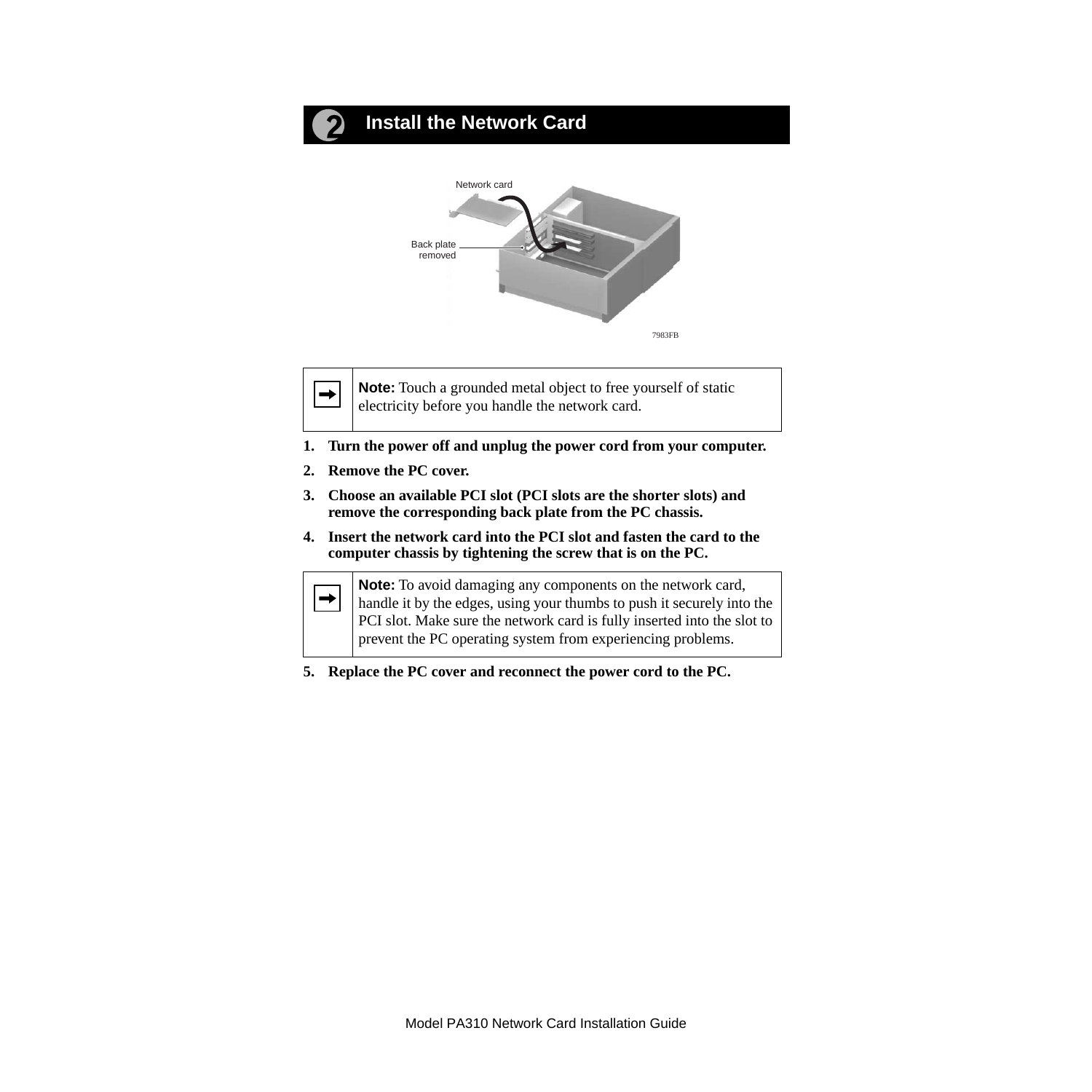## 2 Install the Network Card

Network card

Back plate removed

7983FB

> **Note:** Touch a grounded metal object to free yourself of static electricity before you handle the network card.

1. **Turn the power off and unplug the power cord from your computer.**
2. **Remove the PC cover.**
3. **Choose an available PCI slot (PCI slots are the shorter slots) and remove the corresponding back plate from the PC chassis.**
4. **Insert the network card into the PCI slot and fasten the card to the computer chassis by tightening the screw that is on the PC.**

> **Note:** To avoid damaging any components on the network card, handle it by the edges, using your thumbs to push it securely into the PCI slot. Make sure the network card is fully inserted into the slot to prevent the PC operating system from experiencing problems.

5. **Replace the PC cover and reconnect the power cord to the PC.**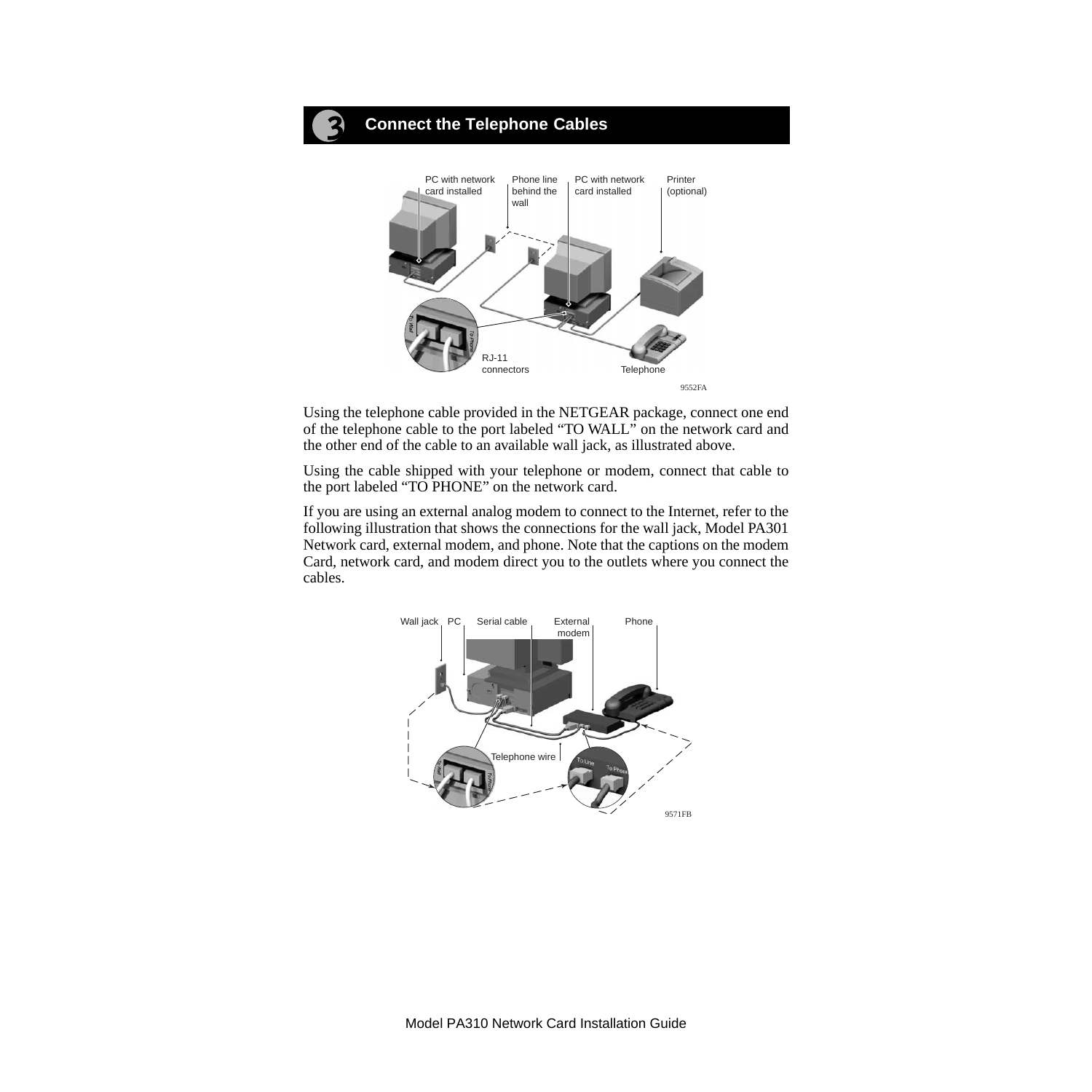## 3 Connect the Telephone Cables

PC with network card installed | Phone line behind the wall | PC with network card installed | Printer (optional)

RJ-11 connectors | Telephone

9552FA

Using the telephone cable provided in the NETGEAR package, connect one end of the telephone cable to the port labeled “TO WALL” on the network card and the other end of the cable to an available wall jack, as illustrated above.

Using the cable shipped with your telephone or modem, connect that cable to the port labeled “TO PHONE” on the network card.

If you are using an external analog modem to connect to the Internet, refer to the following illustration that shows the connections for the wall jack, Model PA301 Network card, external modem, and phone. Note that the captions on the modem Card, network card, and modem direct you to the outlets where you connect the cables.

Wall jack | PC | Serial cable | External modem | Phone

Telephone wire

9571FB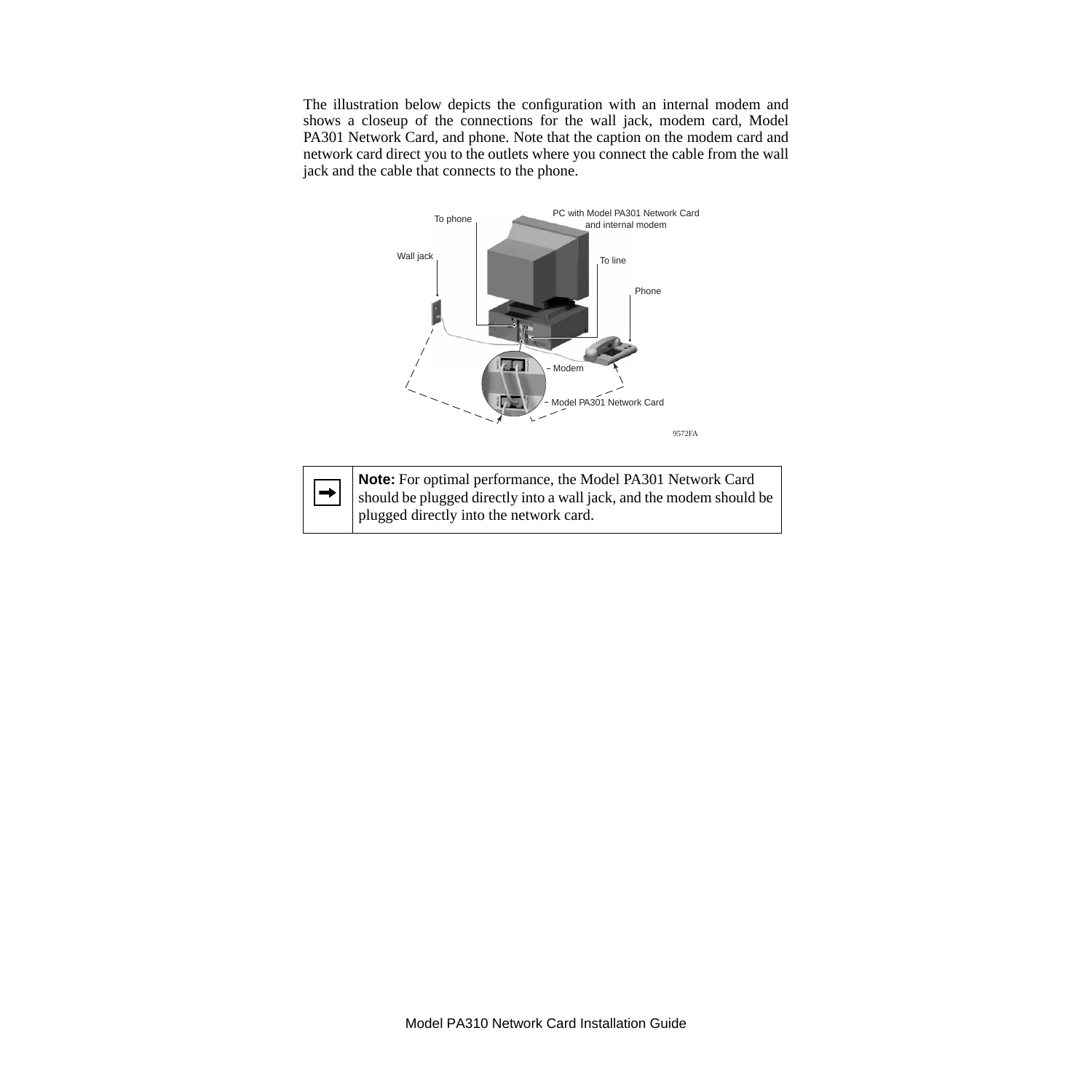The illustration below depicts the configuration with an internal modem and shows a closeup of the connections for the wall jack, modem card, Model PA301 Network Card, and phone. Note that the caption on the modem card and network card direct you to the outlets where you connect the cable from the wall jack and the cable that connects to the phone.

To phone

PC with Model PA301 Network Card and internal modem

Wall jack

To line

Phone

Modem

Model PA301 Network Card

9572FA

|  |  |
| --- | --- |
| ➡ | **Note:** For optimal performance, the Model PA301 Network Card should be plugged directly into a wall jack, and the modem should be plugged directly into the network card. |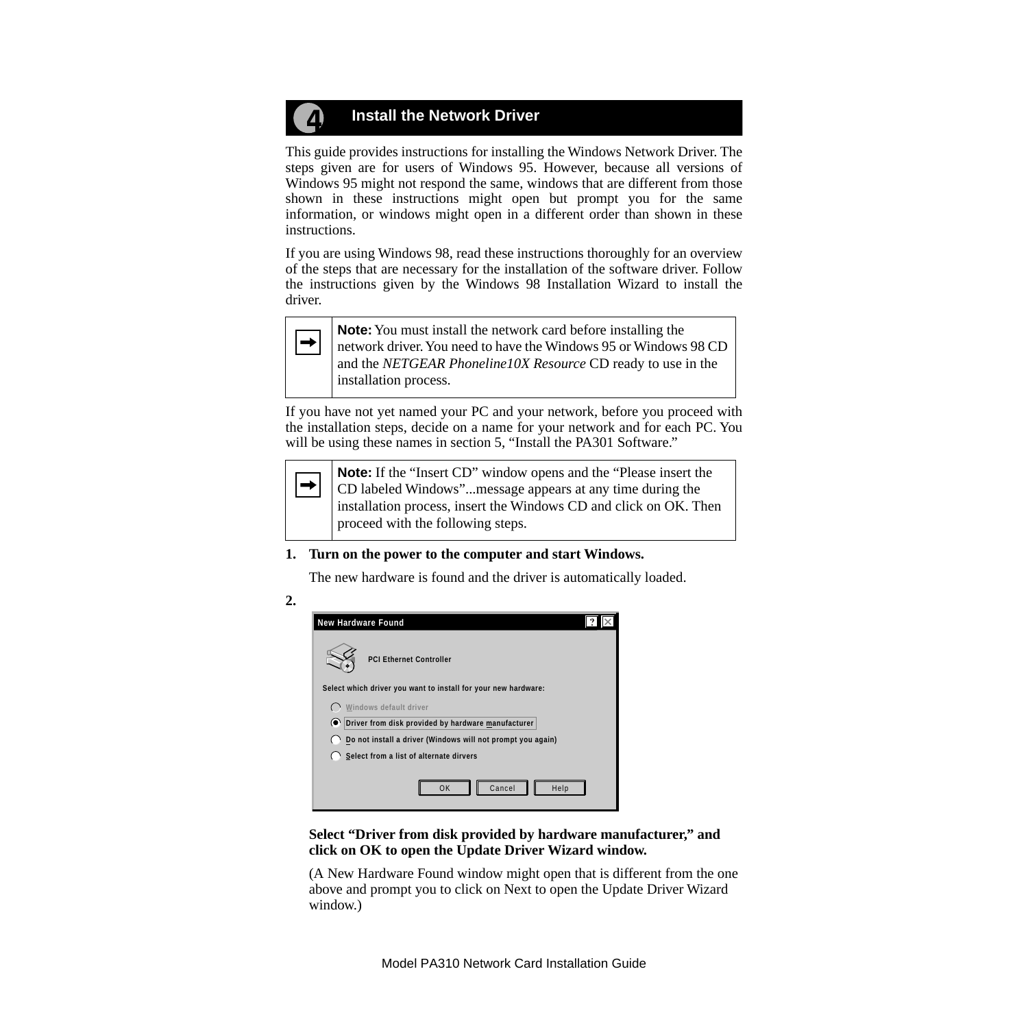## 4 Install the Network Driver

This guide provides instructions for installing the Windows Network Driver. The steps given are for users of Windows 95. However, because all versions of Windows 95 might not respond the same, windows that are different from those shown in these instructions might open but prompt you for the same information, or windows might open in a different order than shown in these instructions.

If you are using Windows 98, read these instructions thoroughly for an overview of the steps that are necessary for the installation of the software driver. Follow the instructions given by the Windows 98 Installation Wizard to install the driver.

> **Note:** You must install the network card before installing the network driver. You need to have the Windows 95 or Windows 98 CD and the *NETGEAR Phoneline10X Resource* CD ready to use in the installation process.

If you have not yet named your PC and your network, before you proceed with the installation steps, decide on a name for your network and for each PC. You will be using these names in section 5, “Install the PA301 Software.”

> **Note:** If the “Insert CD” window opens and the “Please insert the CD labeled Windows”...message appears at any time during the installation process, insert the Windows CD and click on OK. Then proceed with the following steps.

1. **Turn on the power to the computer and start Windows.**

   The new hardware is found and the driver is automatically loaded.

2. New Hardware Found

   PCI Ethernet Controller

   Select which driver you want to install for your new hardware:

   - Windows default driver
   - Driver from disk provided by hardware manufacturer
   - Do not install a driver (Windows will not prompt you again)
   - Select from a list of alternate dirvers

   OK | Cancel | Help

   **Select “Driver from disk provided by hardware manufacturer,” and click on OK to open the Update Driver Wizard window.**

   (A New Hardware Found window might open that is different from the one above and prompt you to click on Next to open the Update Driver Wizard window.)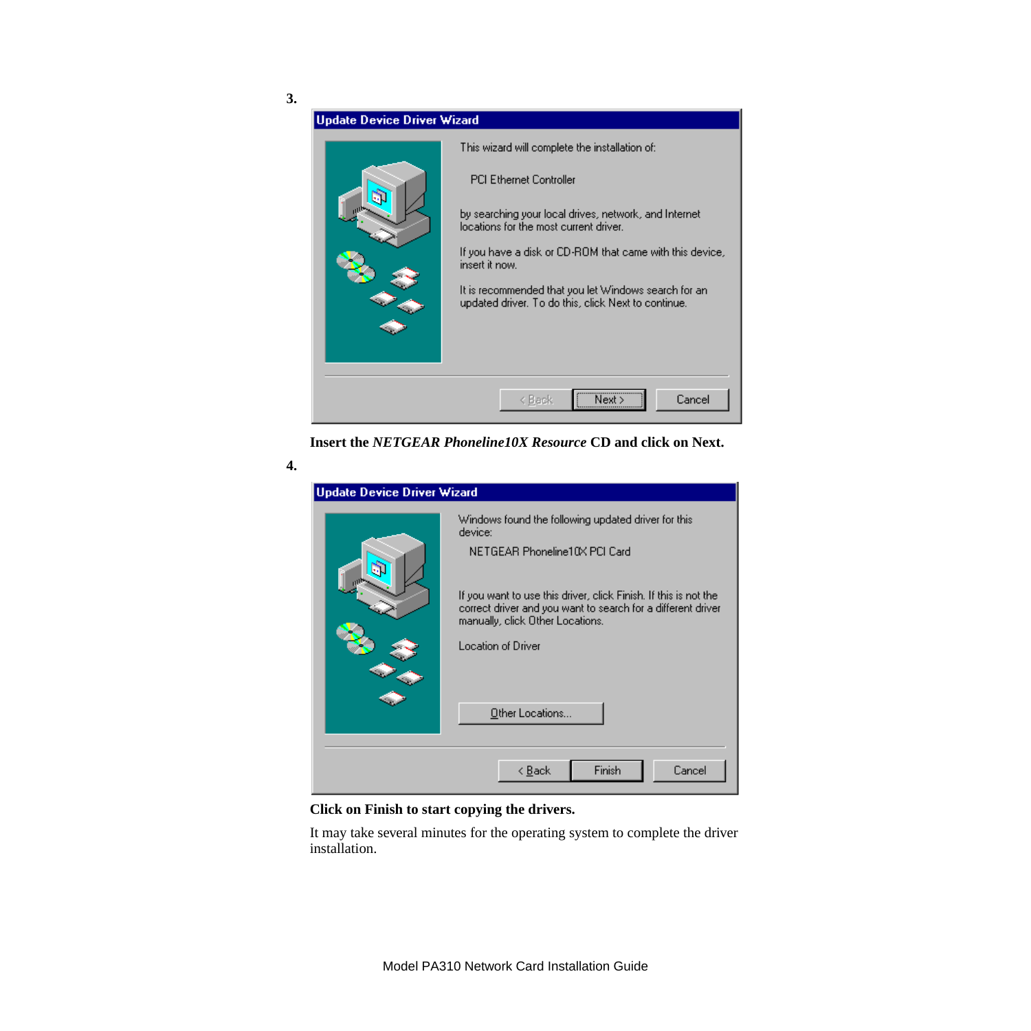3.

**Update Device Driver Wizard**

This wizard will complete the installation of:

PCI Ethernet Controller

by searching your local drives, network, and Internet locations for the most current driver.

If you have a disk or CD-ROM that came with this device, insert it now.

It is recommended that you let Windows search for an updated driver. To do this, click Next to continue.

< Back | Next > | Cancel

**Insert the *NETGEAR Phoneline10X Resource* CD and click on Next.**

4.

**Update Device Driver Wizard**

Windows found the following updated driver for this device:

NETGEAR Phoneline10X PCI Card

If you want to use this driver, click Finish. If this is not the correct driver and you want to search for a different driver manually, click Other Locations.

Location of Driver

Other Locations...

< Back | Finish | Cancel

**Click on Finish to start copying the drivers.**

It may take several minutes for the operating system to complete the driver installation.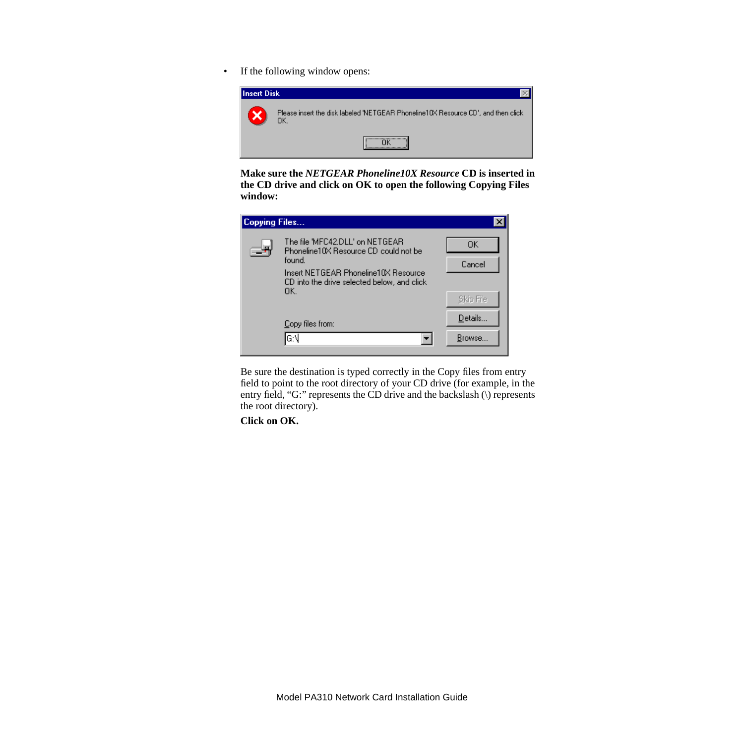- If the following window opens:

**Make sure the *NETGEAR Phoneline10X Resource* CD is inserted in the CD drive and click on OK to open the following Copying Files window:**

Be sure the destination is typed correctly in the Copy files from entry field to point to the root directory of your CD drive (for example, in the entry field, “G:” represents the CD drive and the backslash (\) represents the root directory).

**Click on OK.**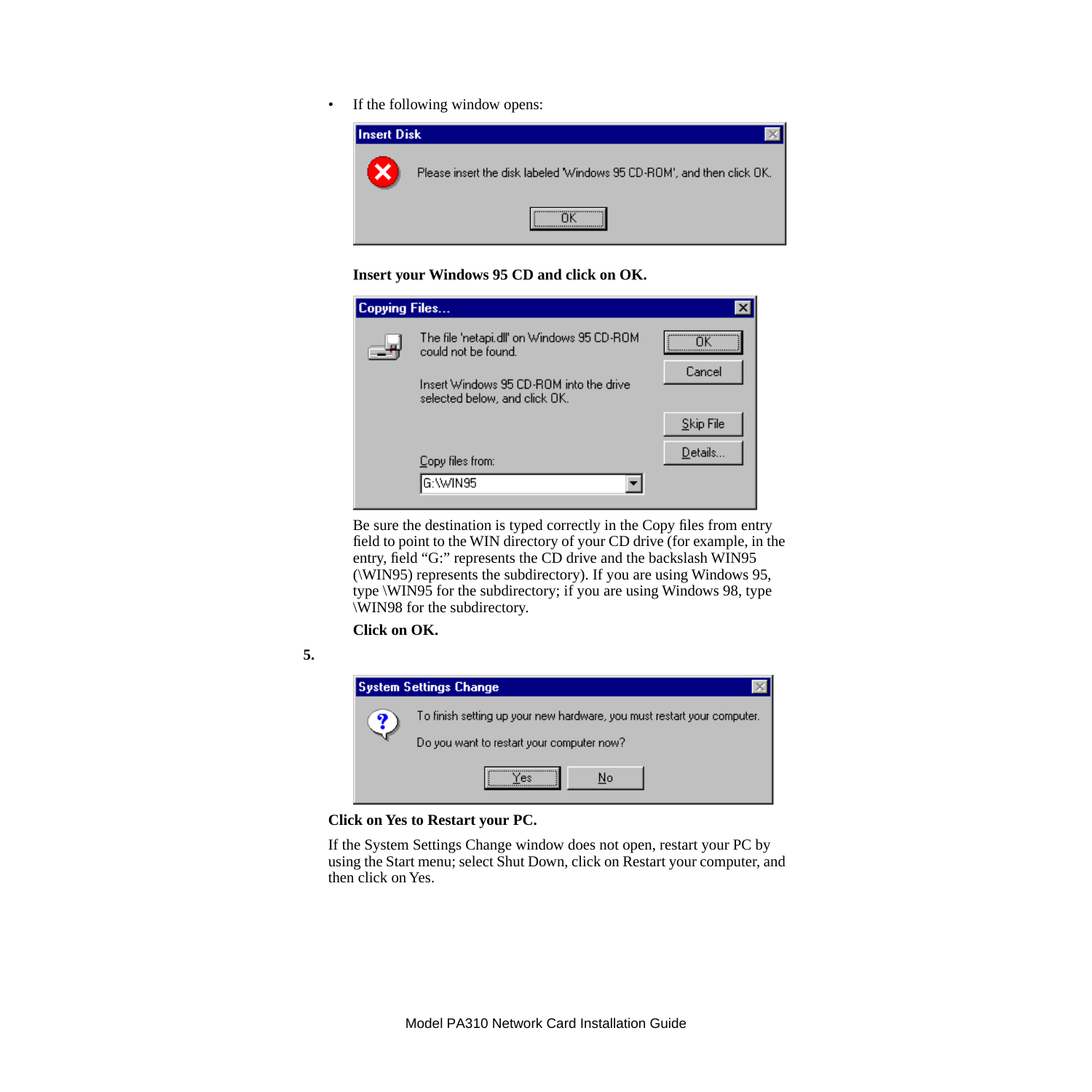- If the following window opens:

**Insert Disk**

Please insert the disk labeled 'Windows 95 CD-ROM', and then click OK.

OK

**Insert your Windows 95 CD and click on OK.**

**Copying Files...**

The file 'netapi.dll' on Windows 95 CD-ROM could not be found.

Insert Windows 95 CD-ROM into the drive selected below, and click OK.

Copy files from:

G:\WIN95

OK | Cancel | Skip File | Details...

Be sure the destination is typed correctly in the Copy files from entry field to point to the WIN directory of your CD drive (for example, in the entry, field “G:” represents the CD drive and the backslash WIN95 (\WIN95) represents the subdirectory). If you are using Windows 95, type \WIN95 for the subdirectory; if you are using Windows 98, type \WIN98 for the subdirectory.

**Click on OK.**

**5.**

**System Settings Change**

To finish setting up your new hardware, you must restart your computer.

Do you want to restart your computer now?

Yes | No

**Click on Yes to Restart your PC.**

If the System Settings Change window does not open, restart your PC by using the Start menu; select Shut Down, click on Restart your computer, and then click on Yes.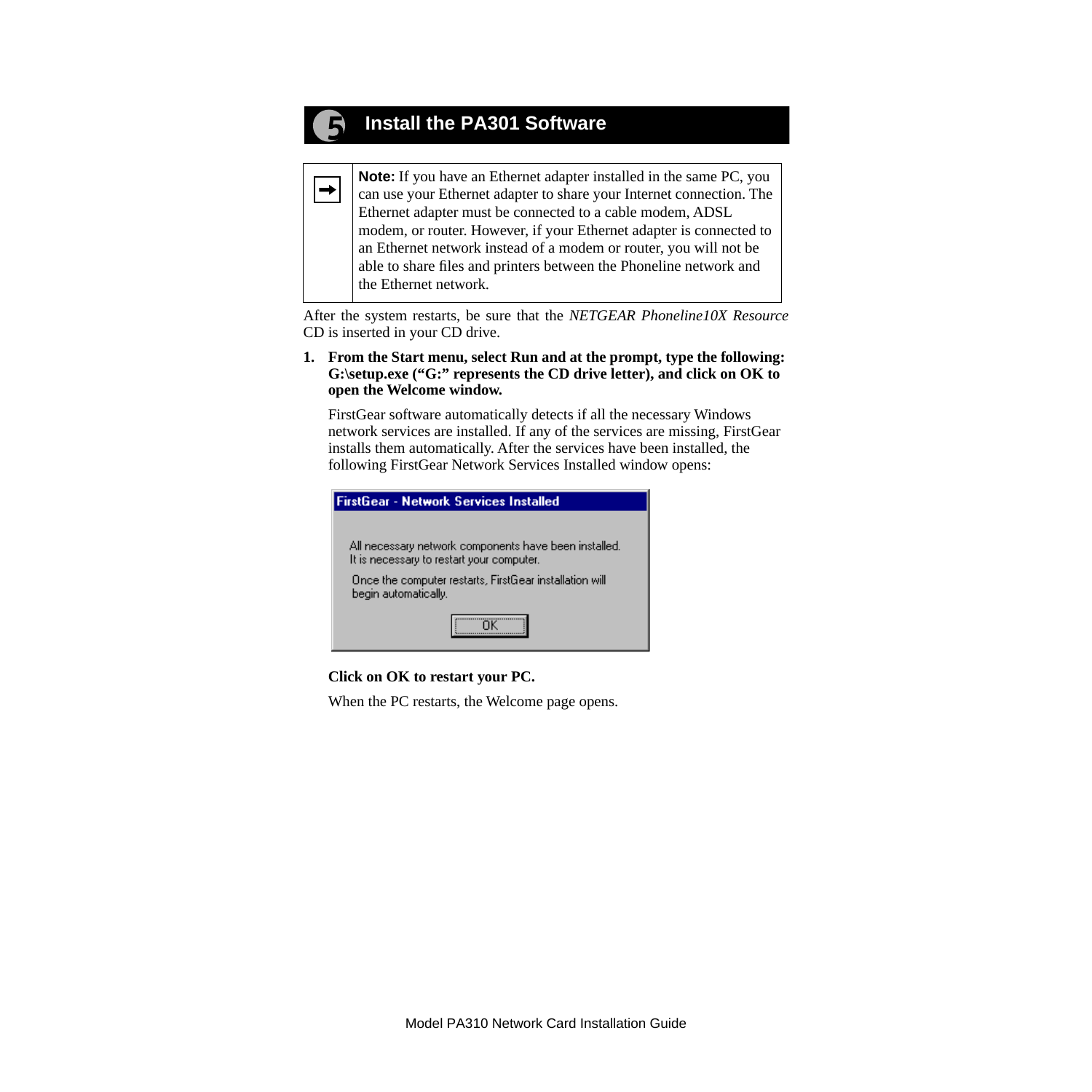## 5 Install the PA301 Software

> **Note:** If you have an Ethernet adapter installed in the same PC, you can use your Ethernet adapter to share your Internet connection. The Ethernet adapter must be connected to a cable modem, ADSL modem, or router. However, if your Ethernet adapter is connected to an Ethernet network instead of a modem or router, you will not be able to share files and printers between the Phoneline network and the Ethernet network.

After the system restarts, be sure that the *NETGEAR Phoneline10X Resource* CD is inserted in your CD drive.

1. **From the Start menu, select Run and at the prompt, type the following: G:\setup.exe ("G:" represents the CD drive letter), and click on OK to open the Welcome window.**

   FirstGear software automatically detects if all the necessary Windows network services are installed. If any of the services are missing, FirstGear installs them automatically. After the services have been installed, the following FirstGear Network Services Installed window opens:

   **FirstGear - Network Services Installed**

   All necessary network components have been installed.
   It is necessary to restart your computer.

   Once the computer restarts, FirstGear installation will begin automatically.

   OK

   **Click on OK to restart your PC.**

   When the PC restarts, the Welcome page opens.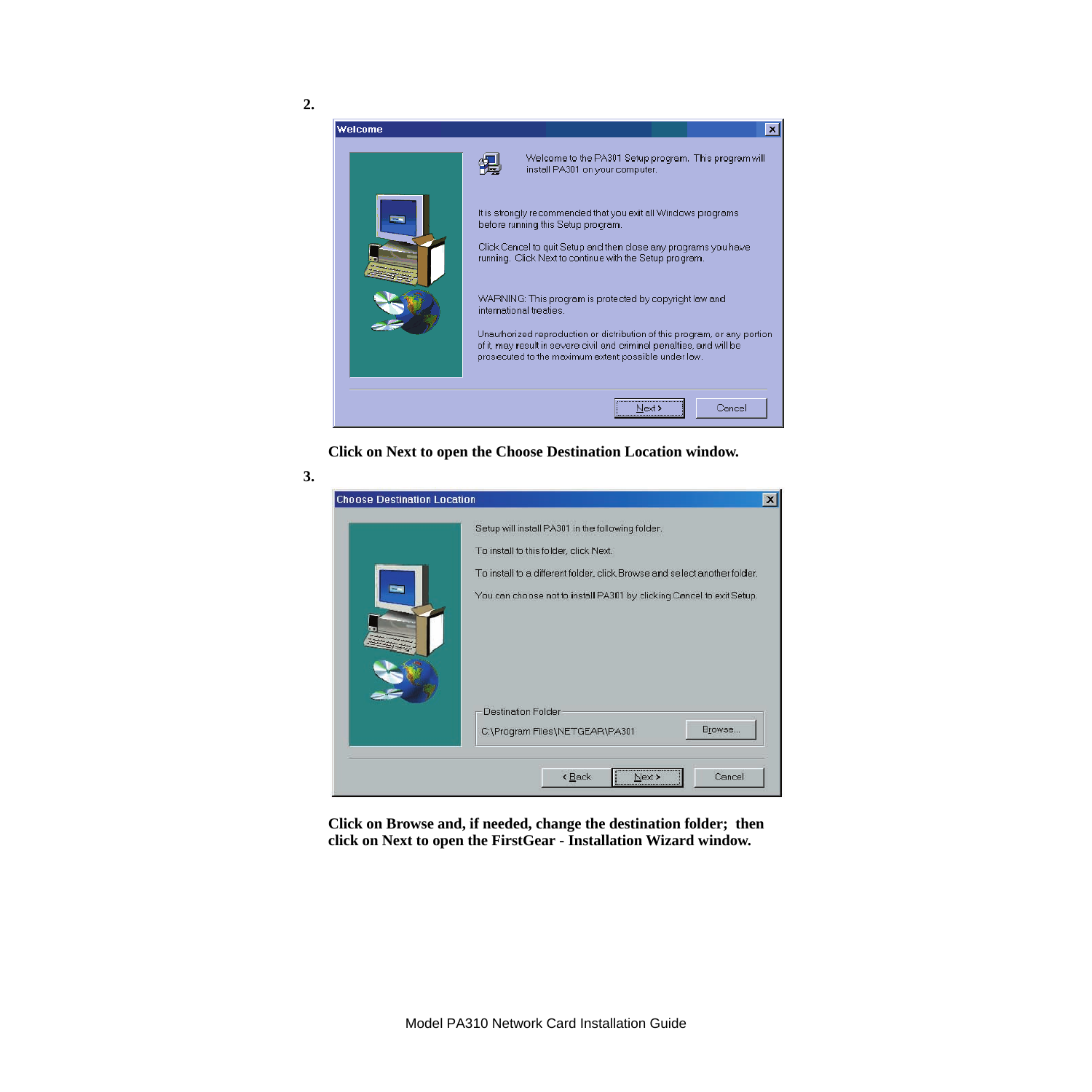2.

**Click on Next to open the Choose Destination Location window.**

3.

**Click on Browse and, if needed, change the destination folder; then click on Next to open the FirstGear - Installation Wizard window.**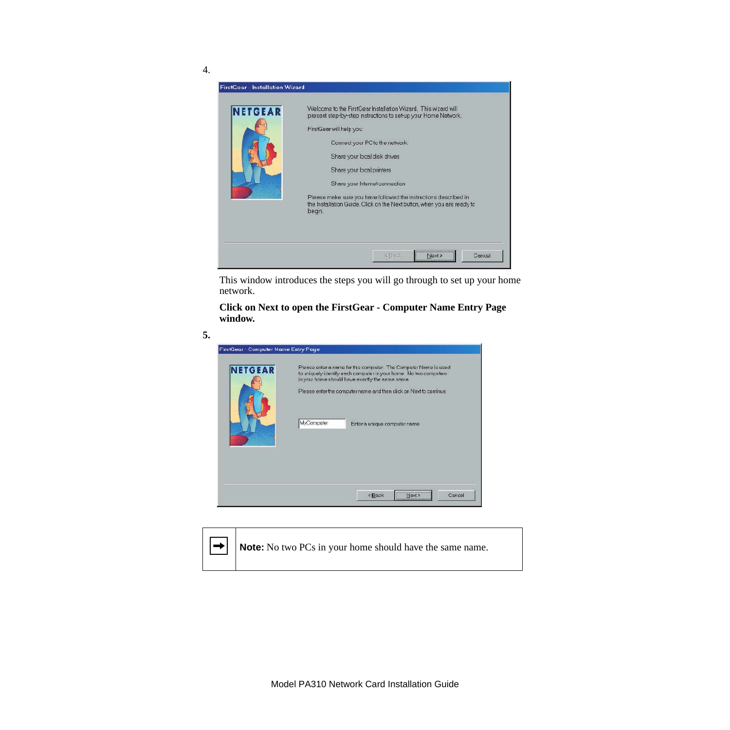4.

This window introduces the steps you will go through to set up your home network.

**Click on Next to open the FirstGear - Computer Name Entry Page window.**

**5.**

| | **Note:** No two PCs in your home should have the same name. |
|---|---|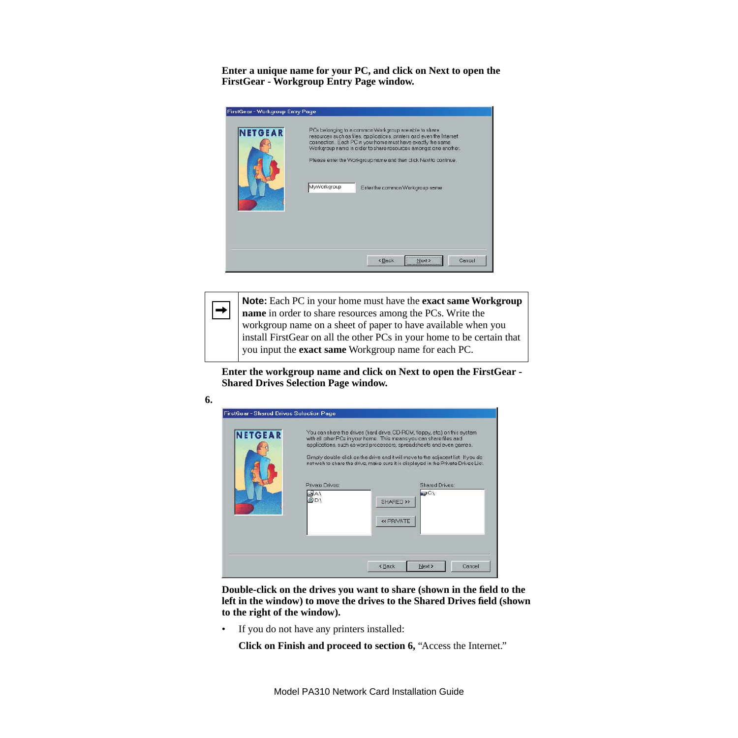**Enter a unique name for your PC, and click on Next to open the FirstGear - Workgroup Entry Page window.**

| ➡ | **Note:** Each PC in your home must have the **exact same Workgroup name** in order to share resources among the PCs. Write the workgroup name on a sheet of paper to have available when you install FirstGear on all the other PCs in your home to be certain that you input the **exact same** Workgroup name for each PC. |
|---|---|

**Enter the workgroup name and click on Next to open the FirstGear - Shared Drives Selection Page window.**

6.

**Double-click on the drives you want to share (shown in the field to the left in the window) to move the drives to the Shared Drives field (shown to the right of the window).**

- If you do not have any printers installed:

  **Click on Finish and proceed to section 6,** "Access the Internet."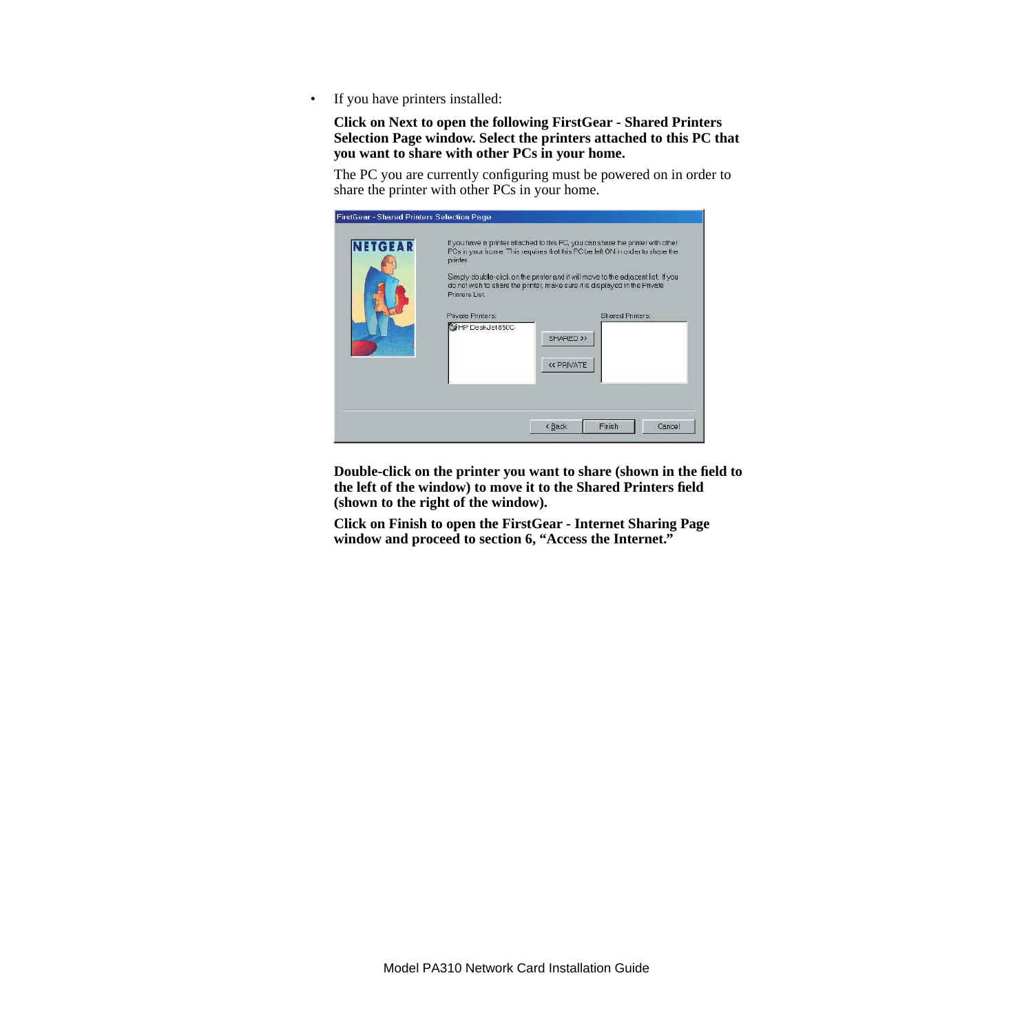- If you have printers installed:

  **Click on Next to open the following FirstGear - Shared Printers Selection Page window. Select the printers attached to this PC that you want to share with other PCs in your home.**

  The PC you are currently configuring must be powered on in order to share the printer with other PCs in your home.

  **Double-click on the printer you want to share (shown in the field to the left of the window) to move it to the Shared Printers field (shown to the right of the window).**

  **Click on Finish to open the FirstGear - Internet Sharing Page window and proceed to section 6, "Access the Internet."**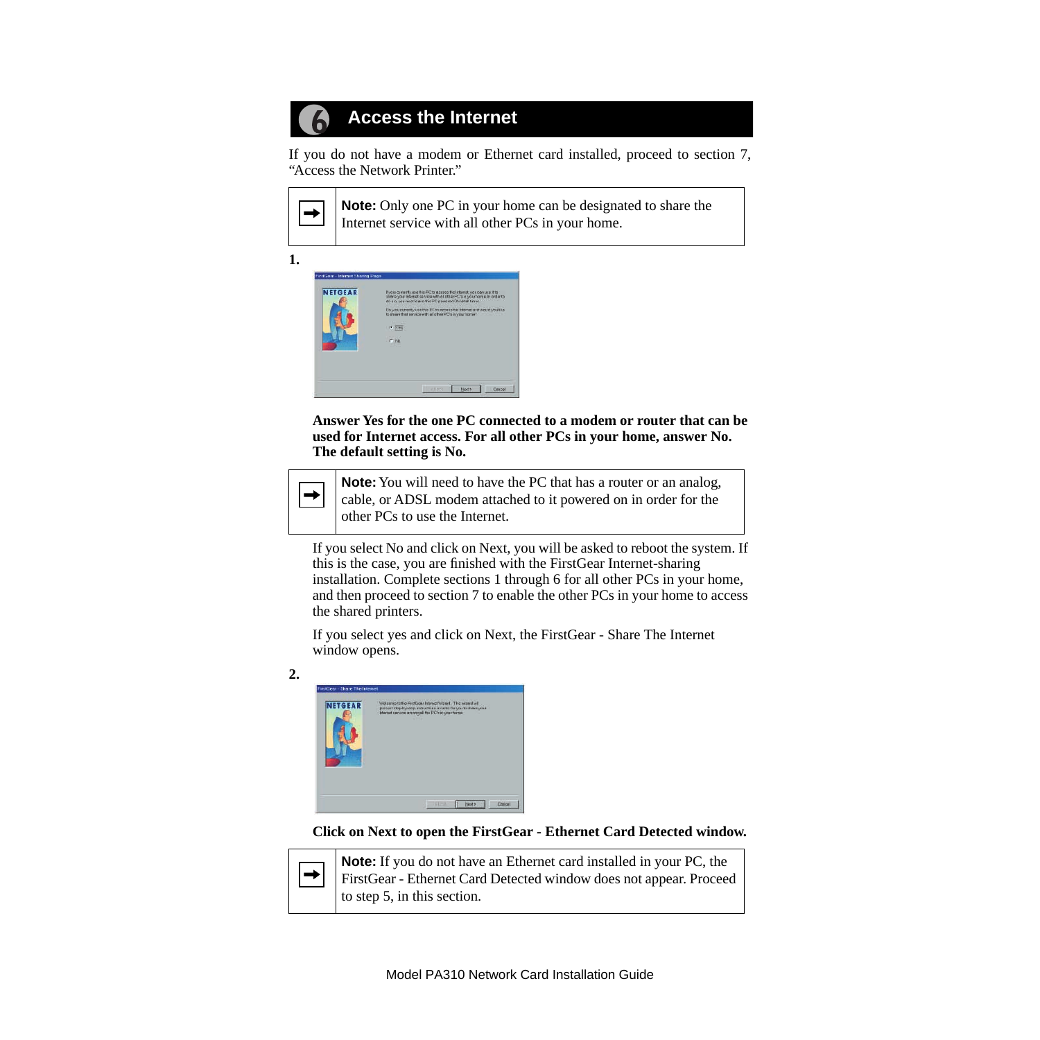## 6 Access the Internet

If you do not have a modem or Ethernet card installed, proceed to section 7, "Access the Network Printer."

| ➡ | **Note:** Only one PC in your home can be designated to share the Internet service with all other PCs in your home. |
|---|---|

1.

**Answer Yes for the one PC connected to a modem or router that can be used for Internet access. For all other PCs in your home, answer No. The default setting is No.**

| ➡ | **Note:** You will need to have the PC that has a router or an analog, cable, or ADSL modem attached to it powered on in order for the other PCs to use the Internet. |
|---|---|

If you select No and click on Next, you will be asked to reboot the system. If this is the case, you are finished with the FirstGear Internet-sharing installation. Complete sections 1 through 6 for all other PCs in your home, and then proceed to section 7 to enable the other PCs in your home to access the shared printers.

If you select yes and click on Next, the FirstGear - Share The Internet window opens.

2.

**Click on Next to open the FirstGear - Ethernet Card Detected window.**

| ➡ | **Note:** If you do not have an Ethernet card installed in your PC, the FirstGear - Ethernet Card Detected window does not appear. Proceed to step 5, in this section. |
|---|---|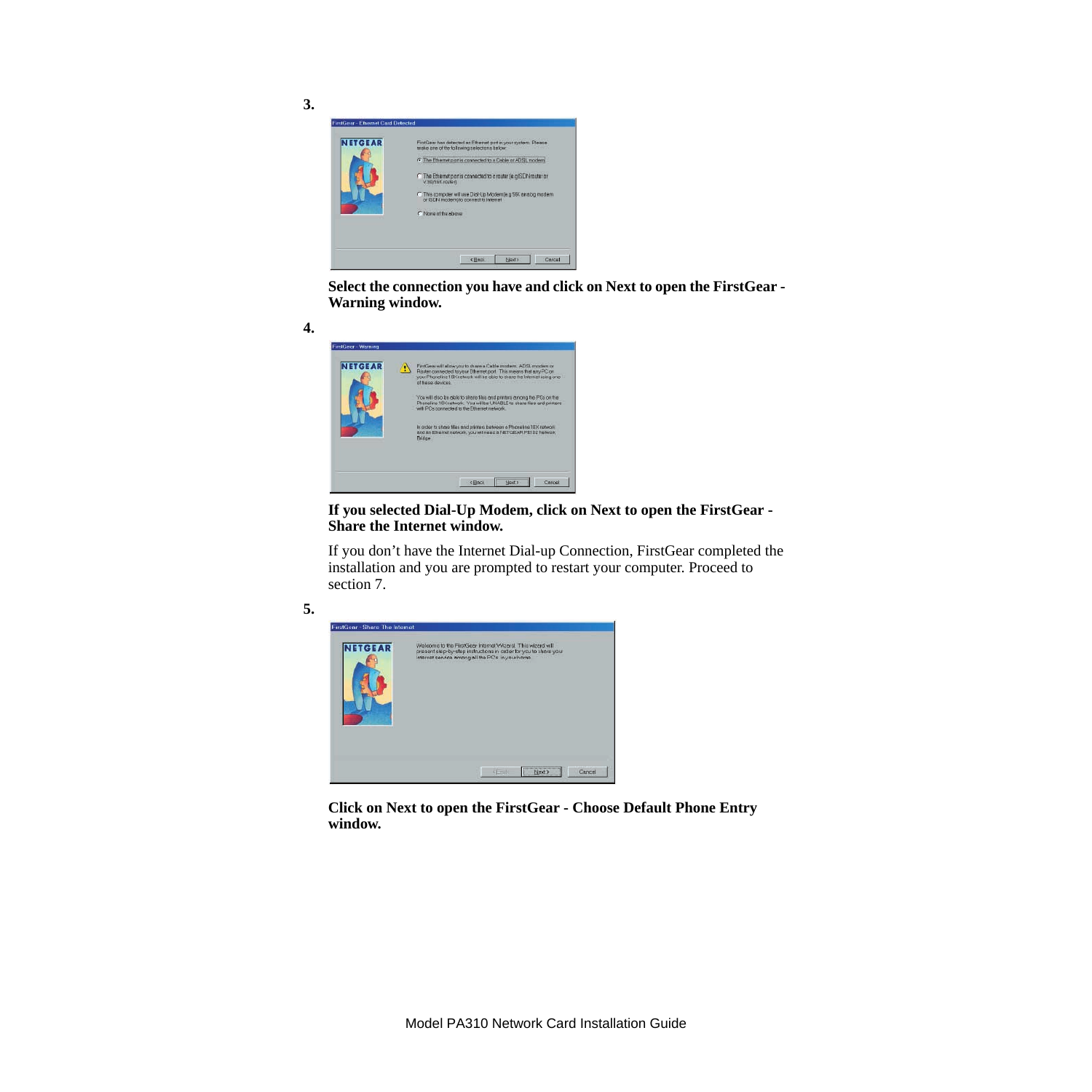3.

**Select the connection you have and click on Next to open the FirstGear - Warning window.**

4.

**If you selected Dial-Up Modem, click on Next to open the FirstGear - Share the Internet window.**

If you don't have the Internet Dial-up Connection, FirstGear completed the installation and you are prompted to restart your computer. Proceed to section 7.

5.

**Click on Next to open the FirstGear - Choose Default Phone Entry window.**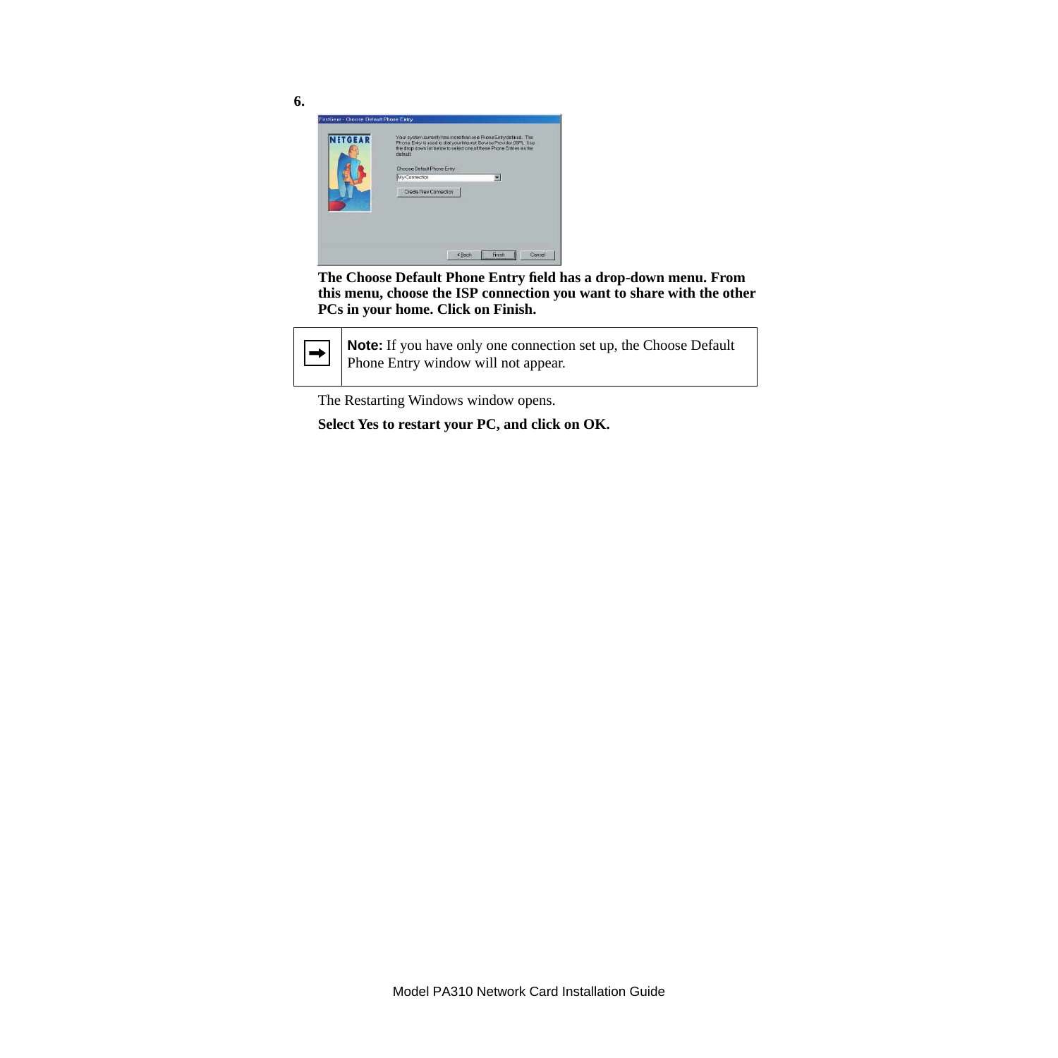6.

**The Choose Default Phone Entry field has a drop-down menu. From this menu, choose the ISP connection you want to share with the other PCs in your home. Click on Finish.**

| | |
|---|---|
| ➡ | **Note:** If you have only one connection set up, the Choose Default Phone Entry window will not appear. |

The Restarting Windows window opens.

**Select Yes to restart your PC, and click on OK.**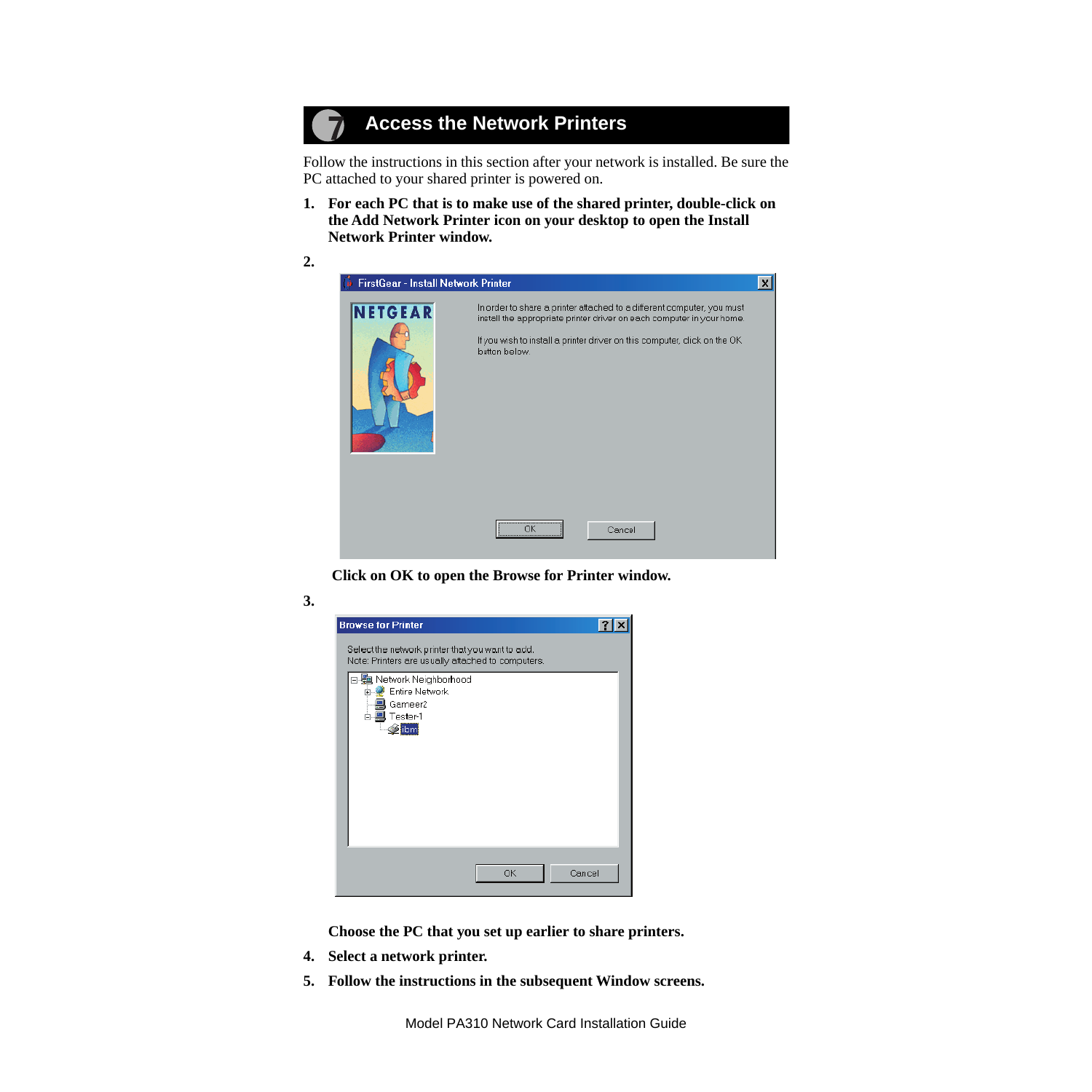# 7 Access the Network Printers

Follow the instructions in this section after your network is installed. Be sure the PC attached to your shared printer is powered on.

1. **For each PC that is to make use of the shared printer, double-click on the Add Network Printer icon on your desktop to open the Install Network Printer window.**

2. **Click on OK to open the Browse for Printer window.**

3. **Choose the PC that you set up earlier to share printers.**

4. **Select a network printer.**

5. **Follow the instructions in the subsequent Window screens.**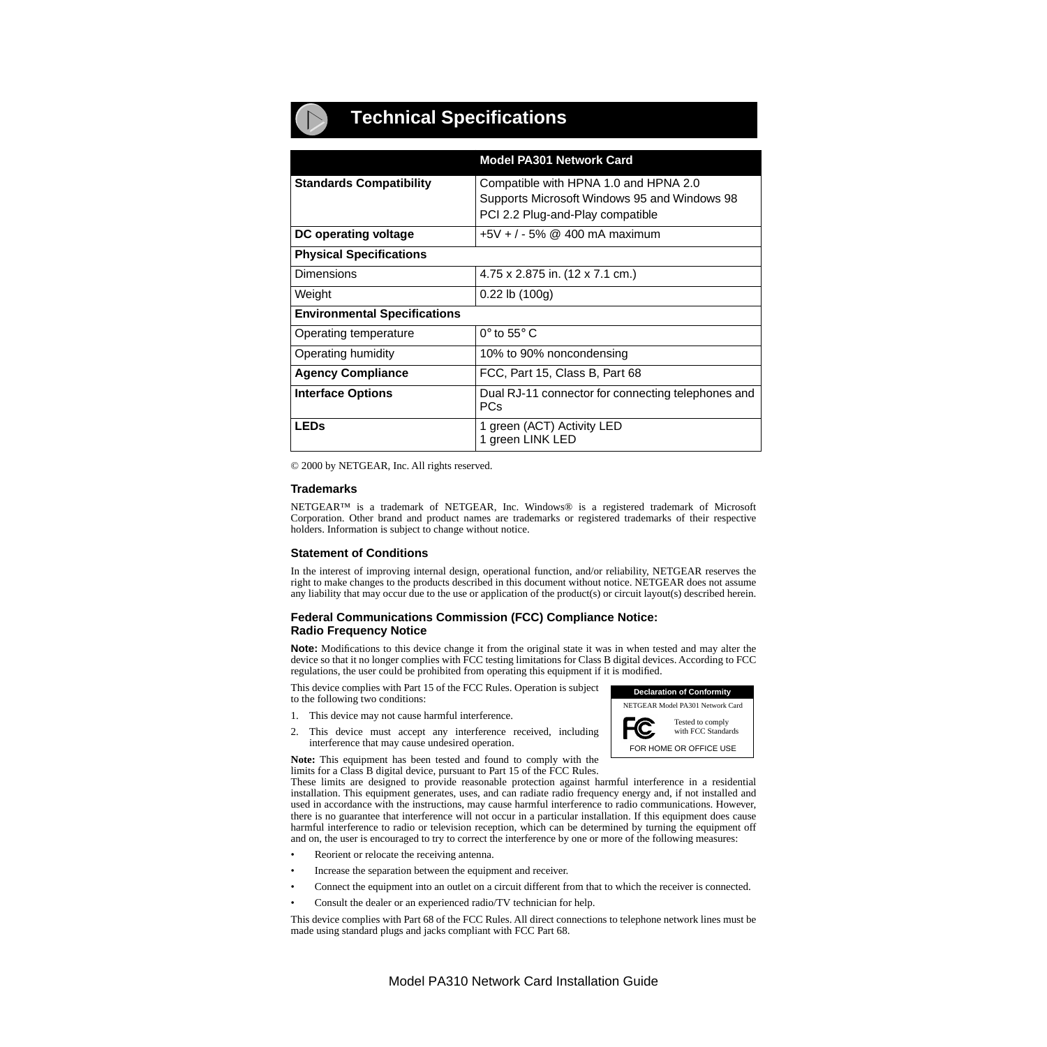# Technical Specifications

| | Model PA301 Network Card |
|---|---|
| **Standards Compatibility** | Compatible with HPNA 1.0 and HPNA 2.0<br>Supports Microsoft Windows 95 and Windows 98<br>PCI 2.2 Plug-and-Play compatible |
| **DC operating voltage** | +5V + / - 5% @ 400 mA maximum |
| **Physical Specifications** | |
| Dimensions | 4.75 x 2.875 in. (12 x 7.1 cm.) |
| Weight | 0.22 lb (100g) |
| **Environmental Specifications** | |
| Operating temperature | 0° to 55° C |
| Operating humidity | 10% to 90% noncondensing |
| **Agency Compliance** | FCC, Part 15, Class B, Part 68 |
| **Interface Options** | Dual RJ-11 connector for connecting telephones and PCs |
| **LEDs** | 1 green (ACT) Activity LED<br>1 green LINK LED |

© 2000 by NETGEAR, Inc. All rights reserved.

### Trademarks

NETGEAR™ is a trademark of NETGEAR, Inc. Windows® is a registered trademark of Microsoft Corporation. Other brand and product names are trademarks or registered trademarks of their respective holders. Information is subject to change without notice.

### Statement of Conditions

In the interest of improving internal design, operational function, and/or reliability, NETGEAR reserves the right to make changes to the products described in this document without notice. NETGEAR does not assume any liability that may occur due to the use or application of the product(s) or circuit layout(s) described herein.

### Federal Communications Commission (FCC) Compliance Notice: Radio Frequency Notice

**Note:** Modifications to this device change it from the original state it was in when tested and may alter the device so that it no longer complies with FCC testing limitations for Class B digital devices. According to FCC regulations, the user could be prohibited from operating this equipment if it is modified.

This device complies with Part 15 of the FCC Rules. Operation is subject to the following two conditions:

1. This device may not cause harmful interference.
2. This device must accept any interference received, including interference that may cause undesired operation.

| Declaration of Conformity |
|---|
| NETGEAR Model PA301 Network Card |
| FC — Tested to comply with FCC Standards |
| FOR HOME OR OFFICE USE |

**Note:** This equipment has been tested and found to comply with the limits for a Class B digital device, pursuant to Part 15 of the FCC Rules. These limits are designed to provide reasonable protection against harmful interference in a residential installation. This equipment generates, uses, and can radiate radio frequency energy and, if not installed and used in accordance with the instructions, may cause harmful interference to radio communications. However, there is no guarantee that interference will not occur in a particular installation. If this equipment does cause harmful interference to radio or television reception, which can be determined by turning the equipment off and on, the user is encouraged to try to correct the interference by one or more of the following measures:

- Reorient or relocate the receiving antenna.
- Increase the separation between the equipment and receiver.
- Connect the equipment into an outlet on a circuit different from that to which the receiver is connected.
- Consult the dealer or an experienced radio/TV technician for help.

This device complies with Part 68 of the FCC Rules. All direct connections to telephone network lines must be made using standard plugs and jacks compliant with FCC Part 68.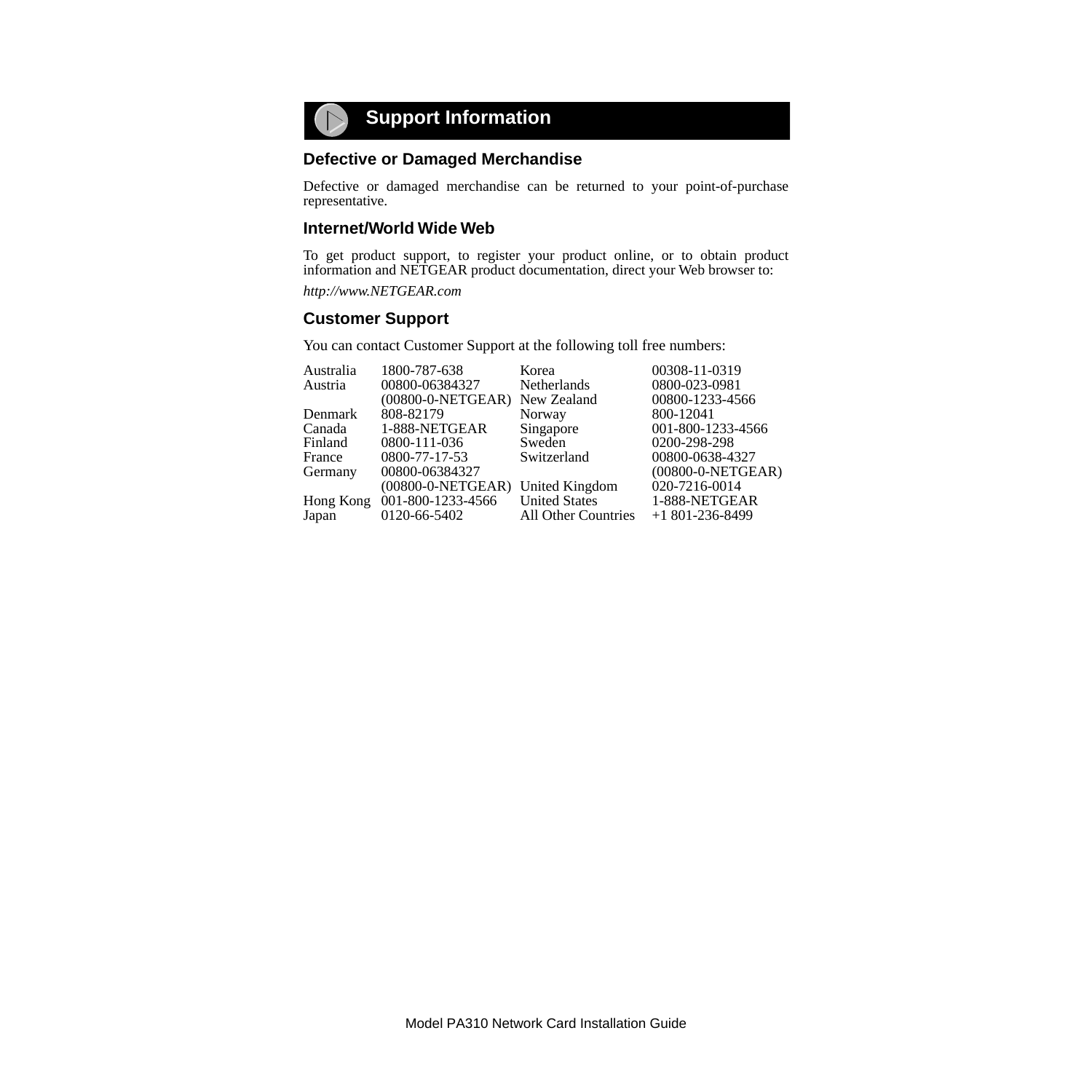# Support Information

## Defective or Damaged Merchandise

Defective or damaged merchandise can be returned to your point-of-purchase representative.

## Internet/World Wide Web

To get product support, to register your product online, or to obtain product information and NETGEAR product documentation, direct your Web browser to:

*http://www.NETGEAR.com*

## Customer Support

You can contact Customer Support at the following toll free numbers:

| | | | |
|---|---|---|---|
| Australia | 1800-787-638 | Korea | 00308-11-0319 |
| Austria | 00800-06384327 (00800-0-NETGEAR) | Netherlands | 0800-023-0981 |
| | | New Zealand | 00800-1233-4566 |
| Denmark | 808-82179 | Norway | 800-12041 |
| Canada | 1-888-NETGEAR | Singapore | 001-800-1233-4566 |
| Finland | 0800-111-036 | Sweden | 0200-298-298 |
| France | 0800-77-17-53 | Switzerland | 00800-0638-4327 (00800-0-NETGEAR) |
| Germany | 00800-06384327 (00800-0-NETGEAR) | United Kingdom | 020-7216-0014 |
| Hong Kong | 001-800-1233-4566 | United States | 1-888-NETGEAR |
| Japan | 0120-66-5402 | All Other Countries | +1 801-236-8499 |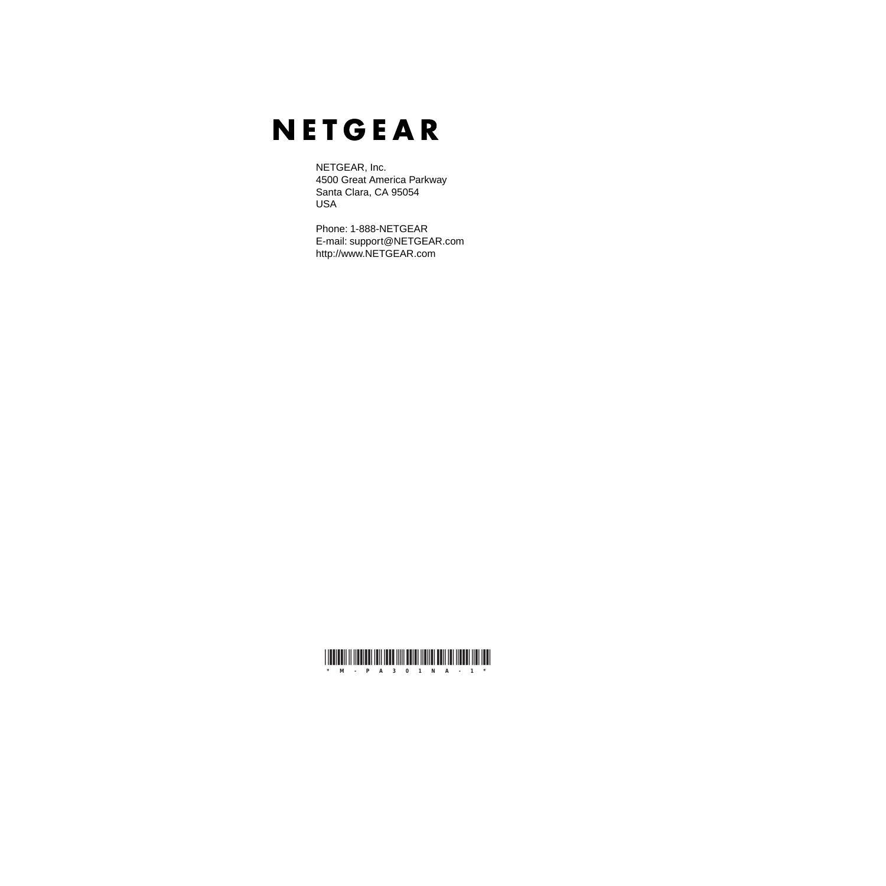# NETGEAR

NETGEAR, Inc.
4500 Great America Parkway
Santa Clara, CA 95054
USA

Phone: 1-888-NETGEAR
E-mail: support@NETGEAR.com
http://www.NETGEAR.com

*M-PA301NA-1*